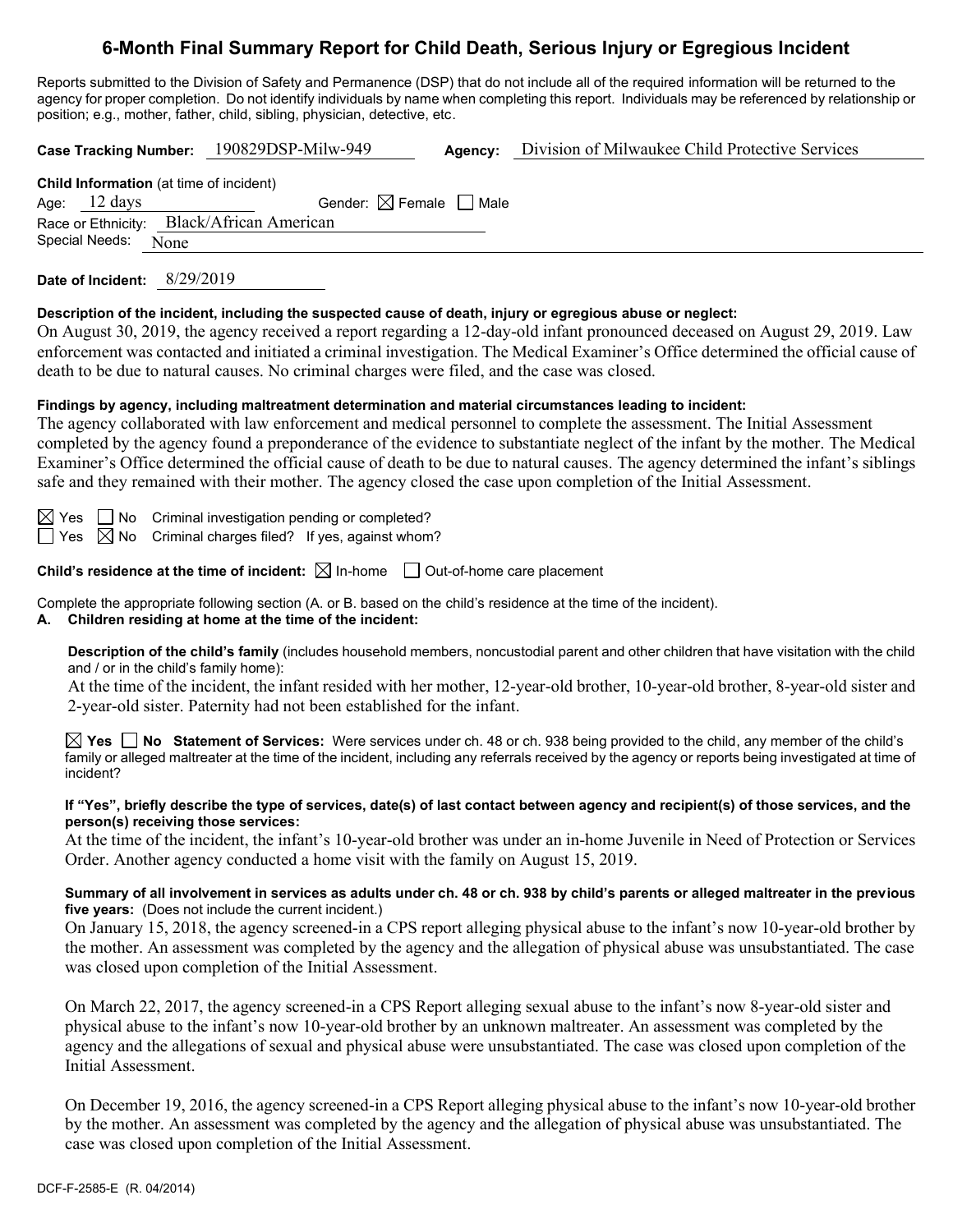# 6-Month Final Summary Report for Child Death, Serious Injury or Egregious Incident

Reports submitted to the Division of Safety and Permanence (DSP) that do not include all of the required information will be returned to the agency for proper completion. Do not identify individuals by name when completing this report. Individuals may be referenced by relationship or position; e.g., mother, father, child, sibling, physician, detective, etc.

**Case Tracking Number:** 190829DSP-Milw-949 **Agency:** Division of Milwaukee Child Protective Services

**Child Information** (at time of incident)

Age: 12 days Gender: ☒ Female ☐ Male

Race or Ethnicity: Black/African American

Special Needs: None

**Date of Incident:** 8/29/2019

**Description of the incident, including the suspected cause of death, injury or egregious abuse or neglect:**

On August 30, 2019, the agency received a report regarding a 12-day-old infant pronounced deceased on August 29, 2019. Law enforcement was contacted and initiated a criminal investigation. The Medical Examiner's Office determined the official cause of death to be due to natural causes. No criminal charges were filed, and the case was closed.

**Findings by agency, including maltreatment determination and material circumstances leading to incident:**

The agency collaborated with law enforcement and medical personnel to complete the assessment. The Initial Assessment completed by the agency found a preponderance of the evidence to substantiate neglect of the infant by the mother. The Medical Examiner's Office determined the official cause of death to be due to natural causes. The agency determined the infant's siblings safe and they remained with their mother. The agency closed the case upon completion of the Initial Assessment.

☒ Yes ☐ No Criminal investigation pending or completed?

☐ Yes ☒ No Criminal charges filed? If yes, against whom?

**Child's residence at the time of incident:** ☒ In-home ☐ Out-of-home care placement

Complete the appropriate following section (A. or B. based on the child's residence at the time of the incident).

**A. Children residing at home at the time of the incident:**

**Description of the child's family** (includes household members, noncustodial parent and other children that have visitation with the child and / or in the child's family home):

At the time of the incident, the infant resided with her mother, 12-year-old brother, 10-year-old brother, 8-year-old sister and 2-year-old sister. Paternity had not been established for the infant.

☒ **Yes** ☐ **No Statement of Services:** Were services under ch. 48 or ch. 938 being provided to the child, any member of the child's family or alleged maltreater at the time of the incident, including any referrals received by the agency or reports being investigated at time of incident?

**If "Yes", briefly describe the type of services, date(s) of last contact between agency and recipient(s) of those services, and the person(s) receiving those services:**

At the time of the incident, the infant's 10-year-old brother was under an in-home Juvenile in Need of Protection or Services Order. Another agency conducted a home visit with the family on August 15, 2019.

**Summary of all involvement in services as adults under ch. 48 or ch. 938 by child's parents or alleged maltreater in the previous five years:** (Does not include the current incident.)

On January 15, 2018, the agency screened-in a CPS report alleging physical abuse to the infant's now 10-year-old brother by the mother. An assessment was completed by the agency and the allegation of physical abuse was unsubstantiated. The case was closed upon completion of the Initial Assessment.

On March 22, 2017, the agency screened-in a CPS Report alleging sexual abuse to the infant's now 8-year-old sister and physical abuse to the infant's now 10-year-old brother by an unknown maltreater. An assessment was completed by the agency and the allegations of sexual and physical abuse were unsubstantiated. The case was closed upon completion of the Initial Assessment.

On December 19, 2016, the agency screened-in a CPS Report alleging physical abuse to the infant's now 10-year-old brother by the mother. An assessment was completed by the agency and the allegation of physical abuse was unsubstantiated. The case was closed upon completion of the Initial Assessment.

DCF-F-2585-E (R. 04/2014)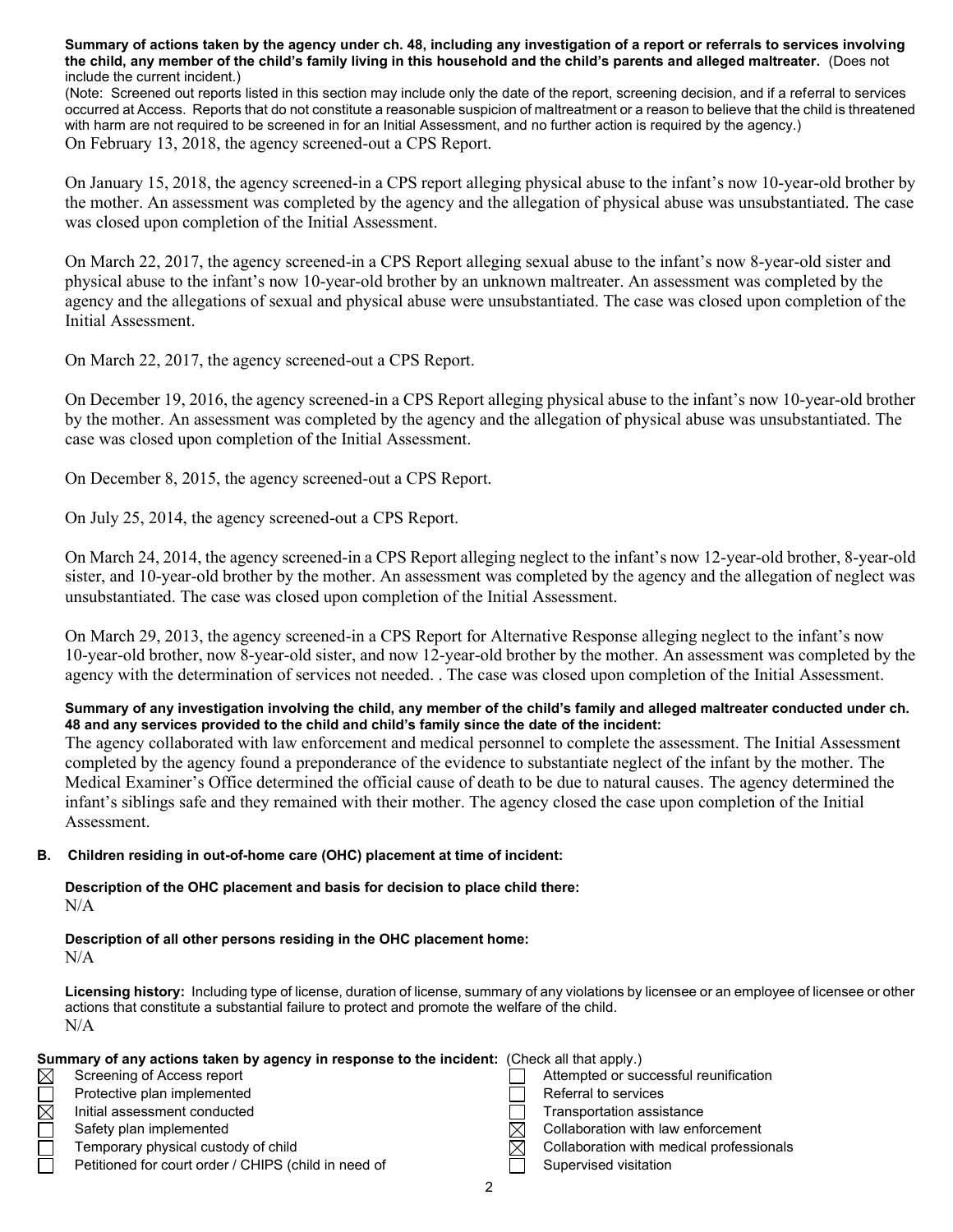**Summary of actions taken by the agency under ch. 48, including any investigation of a report or referrals to services involving the child, any member of the child's family living in this household and the child's parents and alleged maltreater.** (Does not include the current incident.)

(Note: Screened out reports listed in this section may include only the date of the report, screening decision, and if a referral to services occurred at Access. Reports that do not constitute a reasonable suspicion of maltreatment or a reason to believe that the child is threatened with harm are not required to be screened in for an Initial Assessment, and no further action is required by the agency.)

On February 13, 2018, the agency screened-out a CPS Report.

On January 15, 2018, the agency screened-in a CPS report alleging physical abuse to the infant's now 10-year-old brother by the mother. An assessment was completed by the agency and the allegation of physical abuse was unsubstantiated. The case was closed upon completion of the Initial Assessment.

On March 22, 2017, the agency screened-in a CPS Report alleging sexual abuse to the infant's now 8-year-old sister and physical abuse to the infant's now 10-year-old brother by an unknown maltreater. An assessment was completed by the agency and the allegations of sexual and physical abuse were unsubstantiated. The case was closed upon completion of the Initial Assessment.

On March 22, 2017, the agency screened-out a CPS Report.

On December 19, 2016, the agency screened-in a CPS Report alleging physical abuse to the infant's now 10-year-old brother by the mother. An assessment was completed by the agency and the allegation of physical abuse was unsubstantiated. The case was closed upon completion of the Initial Assessment.

On December 8, 2015, the agency screened-out a CPS Report.

On July 25, 2014, the agency screened-out a CPS Report.

On March 24, 2014, the agency screened-in a CPS Report alleging neglect to the infant's now 12-year-old brother, 8-year-old sister, and 10-year-old brother by the mother. An assessment was completed by the agency and the allegation of neglect was unsubstantiated. The case was closed upon completion of the Initial Assessment.

On March 29, 2013, the agency screened-in a CPS Report for Alternative Response alleging neglect to the infant's now 10-year-old brother, now 8-year-old sister, and now 12-year-old brother by the mother. An assessment was completed by the agency with the determination of services not needed. . The case was closed upon completion of the Initial Assessment.

**Summary of any investigation involving the child, any member of the child's family and alleged maltreater conducted under ch. 48 and any services provided to the child and child's family since the date of the incident:**

The agency collaborated with law enforcement and medical personnel to complete the assessment. The Initial Assessment completed by the agency found a preponderance of the evidence to substantiate neglect of the infant by the mother. The Medical Examiner's Office determined the official cause of death to be due to natural causes. The agency determined the infant's siblings safe and they remained with their mother. The agency closed the case upon completion of the Initial Assessment.

**B. Children residing in out-of-home care (OHC) placement at time of incident:**

**Description of the OHC placement and basis for decision to place child there:**

N/A

**Description of all other persons residing in the OHC placement home:**

N/A

**Licensing history:** Including type of license, duration of license, summary of any violations by licensee or an employee of licensee or other actions that constitute a substantial failure to protect and promote the welfare of the child.

N/A

**Summary of any actions taken by agency in response to the incident:** (Check all that apply.)

- [x] Screening of Access report
- [ ] Protective plan implemented
- [x] Initial assessment conducted
- [ ] Safety plan implemented
- [ ] Temporary physical custody of child
- [ ] Petitioned for court order / CHIPS (child in need of
- [ ] Attempted or successful reunification
- [ ] Referral to services
- [ ] Transportation assistance
- [x] Collaboration with law enforcement
- [x] Collaboration with medical professionals
- [ ] Supervised visitation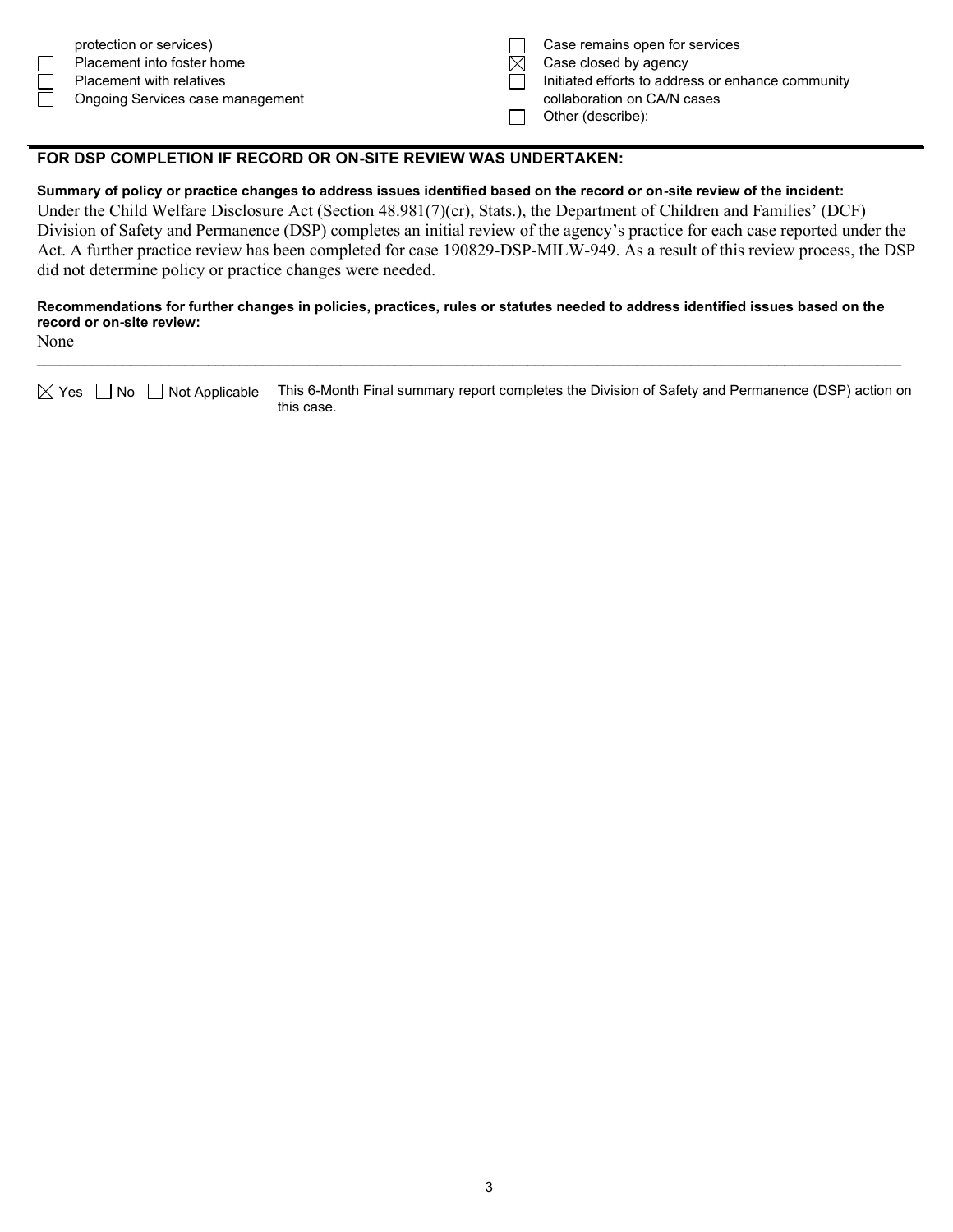protection or services)

- ☐ Placement into foster home
- ☐ Placement with relatives
- ☐ Ongoing Services case management

- ☐ Case remains open for services
- ☒ Case closed by agency
- ☐ Initiated efforts to address or enhance community collaboration on CA/N cases
- ☐ Other (describe):

---

**FOR DSP COMPLETION IF RECORD OR ON-SITE REVIEW WAS UNDERTAKEN:**

**Summary of policy or practice changes to address issues identified based on the record or on-site review of the incident:**

Under the Child Welfare Disclosure Act (Section 48.981(7)(cr), Stats.), the Department of Children and Families' (DCF) Division of Safety and Permanence (DSP) completes an initial review of the agency's practice for each case reported under the Act. A further practice review has been completed for case 190829-DSP-MILW-949. As a result of this review process, the DSP did not determine policy or practice changes were needed.

**Recommendations for further changes in policies, practices, rules or statutes needed to address identified issues based on the record or on-site review:**

None

---

☒ Yes ☐ No ☐ Not Applicable This 6-Month Final summary report completes the Division of Safety and Permanence (DSP) action on this case.